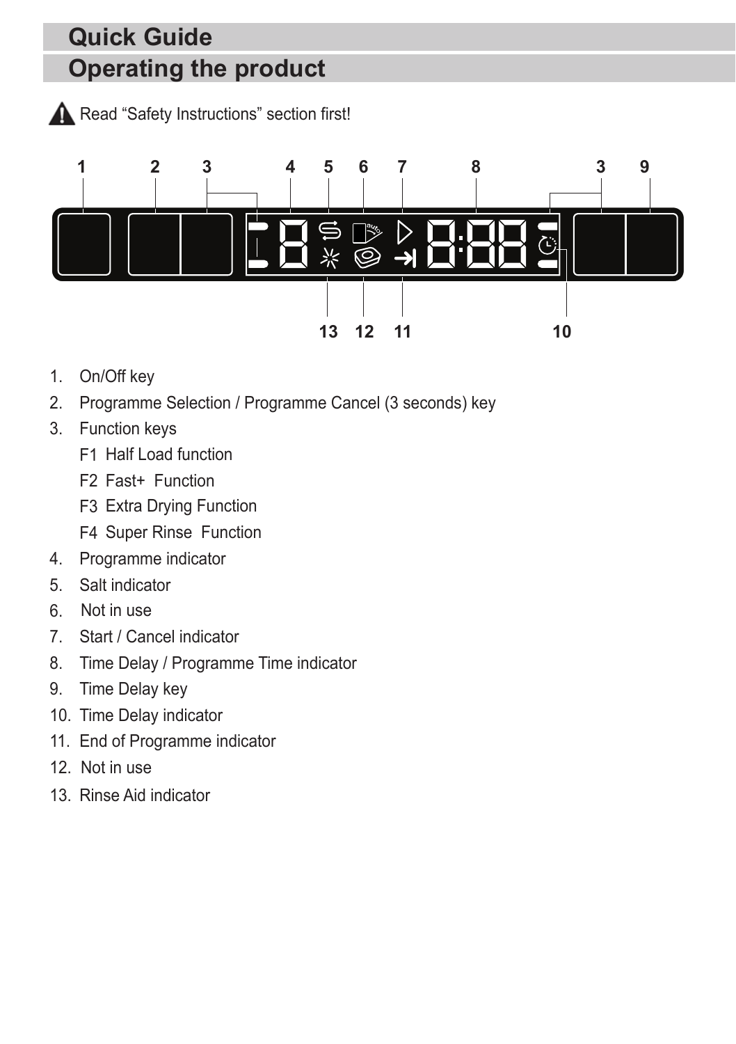# Quick Guide

# Operating the product

Read “Safety Instructions” section first!

1. On/Off key
2. Programme Selection / Programme Cancel (3 seconds) key
3. Function keys
   - F1 Half Load function
   - F2 Fast+ Function
   - F3 Extra Drying Function
   - F4 Super Rinse Function
4. Programme indicator
5. Salt indicator
6. Not in use
7. Start / Cancel indicator
8. Time Delay / Programme Time indicator
9. Time Delay key
10. Time Delay indicator
11. End of Programme indicator
12. Not in use
13. Rinse Aid indicator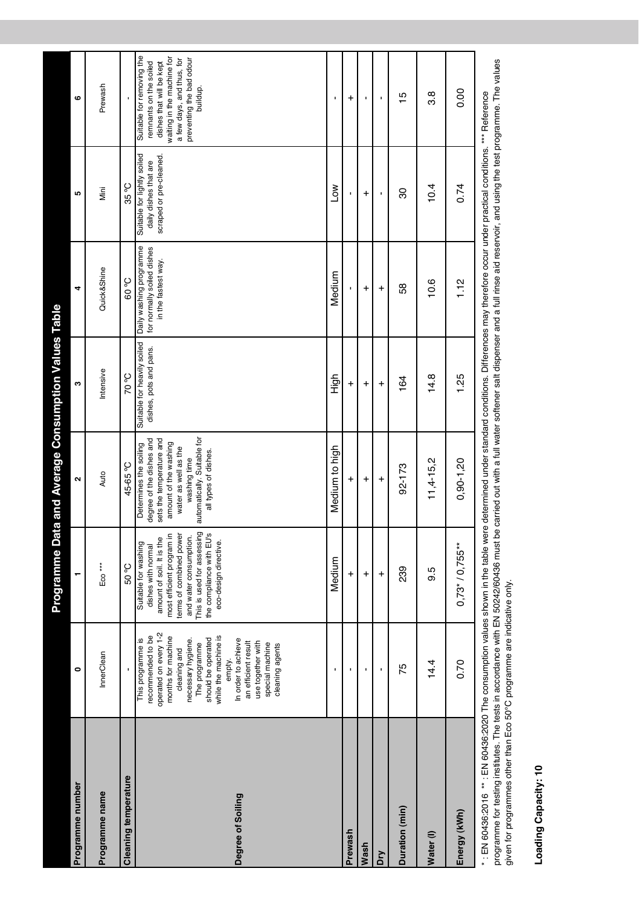# Programme Data and Average Consumption Values Table

| Programme number | 0 | 1 | 2 | 3 | 4 | 5 | 6 |
|---|---|---|---|---|---|---|---|
| Programme name | InnerClean | Eco *** | Auto | Intensive | Quick&Shine | Mini | Prewash |
| Cleaning temperature | - | 50 °C | 45-65 °C | 70 °C | 60 °C | 35 °C | - |
| Degree of Soiling | This programme is recommended to be operated on every 1-2 months for machine cleaning and necessary hygiene. The programme should be operated while the machine is empty. In order to achieve an efficient result use together with special machine cleaning agents | Suitable for washing dishes with normal amount of soil. It is the most efficient program in terms of combined power and water consumption. This is used for assessing the compliance with EU's eco-design directive. | Determines the soiling degree of the dishes and sets the temperature and amount of the washing water as well as the washing time automatically. Suitable for all types of dishes. | Suitable for heavily soiled dishes, pots and pans. | Daily washing programme for normally soiled dishes in the fastest way. | Suitable for lightly soiled daily dishes that are scraped or pre-cleaned. | Suitable for removing the remnants on the soiled dishes that will be kept waiting in the machine for a few days, and thus, for preventing the bad odour buildup. |
| | - | Medium | Medium to high | High | Medium | Low | - |
| Prewash | - | + | + | + | - | - | + |
| Wash | - | + | + | + | + | + | - |
| Dry | - | + | + | + | + | - | - |
| Duration (min) | 75 | 239 | 92-173 | 164 | 58 | 30 | 15 |
| Water (l) | 14.4 | 9.5 | 11,4-15,2 | 14.8 | 10.6 | 10.4 | 3.8 |
| Energy (kWh) | 0.70 | 0,73* / 0,755** | 0,90-1,20 | 1.25 | 1.12 | 0.74 | 0.00 |

* : EN 60436:2016 ** : EN 60436:2020 The consumption values shown in the table were determined under standard conditions. Differences may therefore occur under practical conditions. *** Reference programme for testing institutes. The tests in accordance with EN 50242/60436 must be carried out with a full water softener salt dispenser and a full rinse aid reservoir, and using the test programme. The values given for programmes other than Eco 50°C programme are indicative only.

**Loading Capacity: 10**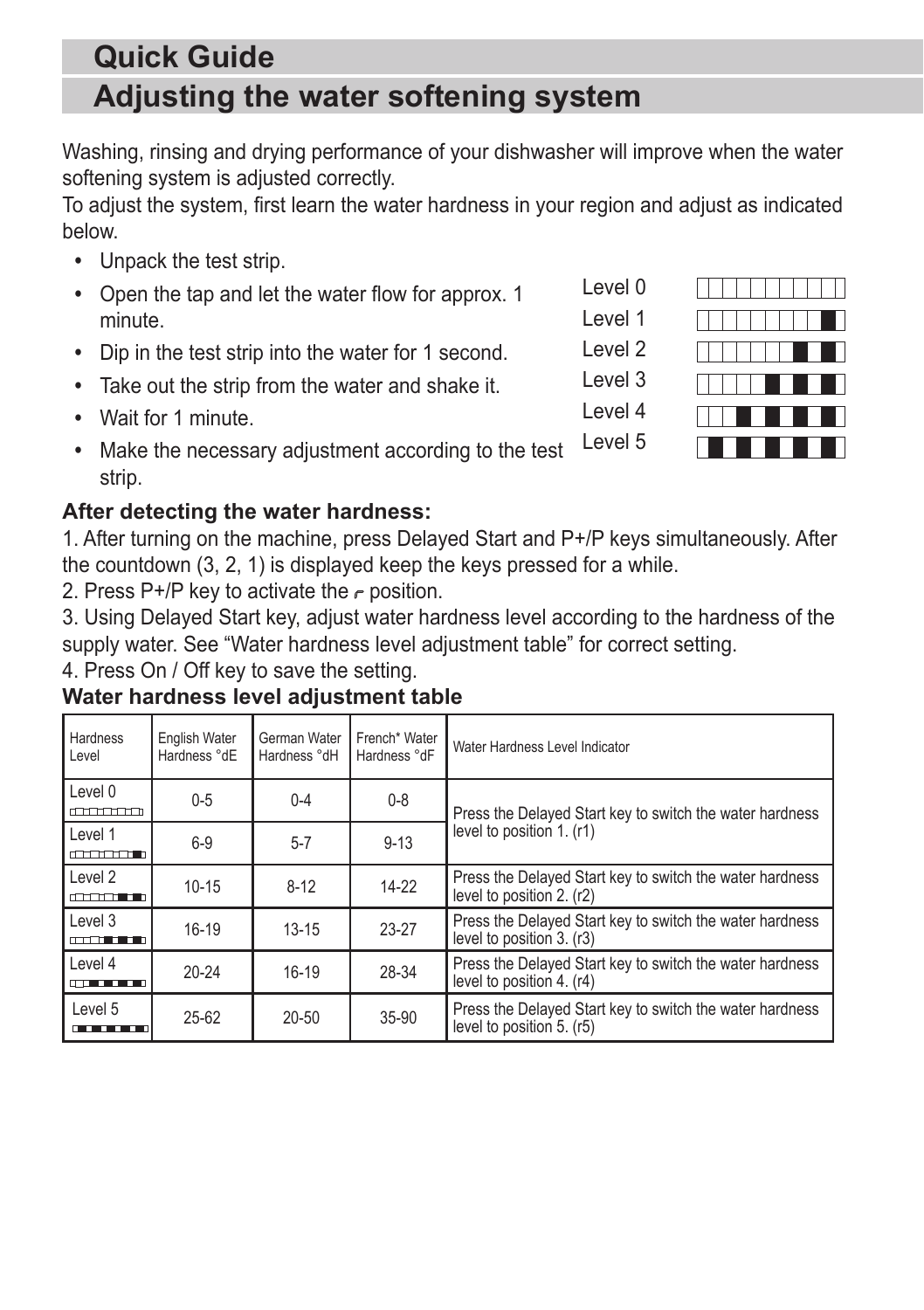# Quick Guide

# Adjusting the water softening system

Washing, rinsing and drying performance of your dishwasher will improve when the water softening system is adjusted correctly.

To adjust the system, first learn the water hardness in your region and adjust as indicated below.

- Unpack the test strip.
- Open the tap and let the water flow for approx. 1 minute.
- Dip in the test strip into the water for 1 second.
- Take out the strip from the water and shake it.
- Wait for 1 minute.
- Make the necessary adjustment according to the test strip.

Level 0
Level 1
Level 2
Level 3
Level 4
Level 5

**After detecting the water hardness:**

1. After turning on the machine, press Delayed Start and P+/P keys simultaneously. After the countdown (3, 2, 1) is displayed keep the keys pressed for a while.
2. Press P+/P key to activate the r position.
3. Using Delayed Start key, adjust water hardness level according to the hardness of the supply water. See "Water hardness level adjustment table" for correct setting.
4. Press On / Off key to save the setting.

**Water hardness level adjustment table**

| Hardness Level | English Water Hardness °dE | German Water Hardness °dH | French* Water Hardness °dF | Water Hardness Level Indicator |
|---|---|---|---|---|
| Level 0 | 0-5 | 0-4 | 0-8 | Press the Delayed Start key to switch the water hardness level to position 1. (r1) |
| Level 1 | 6-9 | 5-7 | 9-13 | |
| Level 2 | 10-15 | 8-12 | 14-22 | Press the Delayed Start key to switch the water hardness level to position 2. (r2) |
| Level 3 | 16-19 | 13-15 | 23-27 | Press the Delayed Start key to switch the water hardness level to position 3. (r3) |
| Level 4 | 20-24 | 16-19 | 28-34 | Press the Delayed Start key to switch the water hardness level to position 4. (r4) |
| Level 5 | 25-62 | 20-50 | 35-90 | Press the Delayed Start key to switch the water hardness level to position 5. (r5) |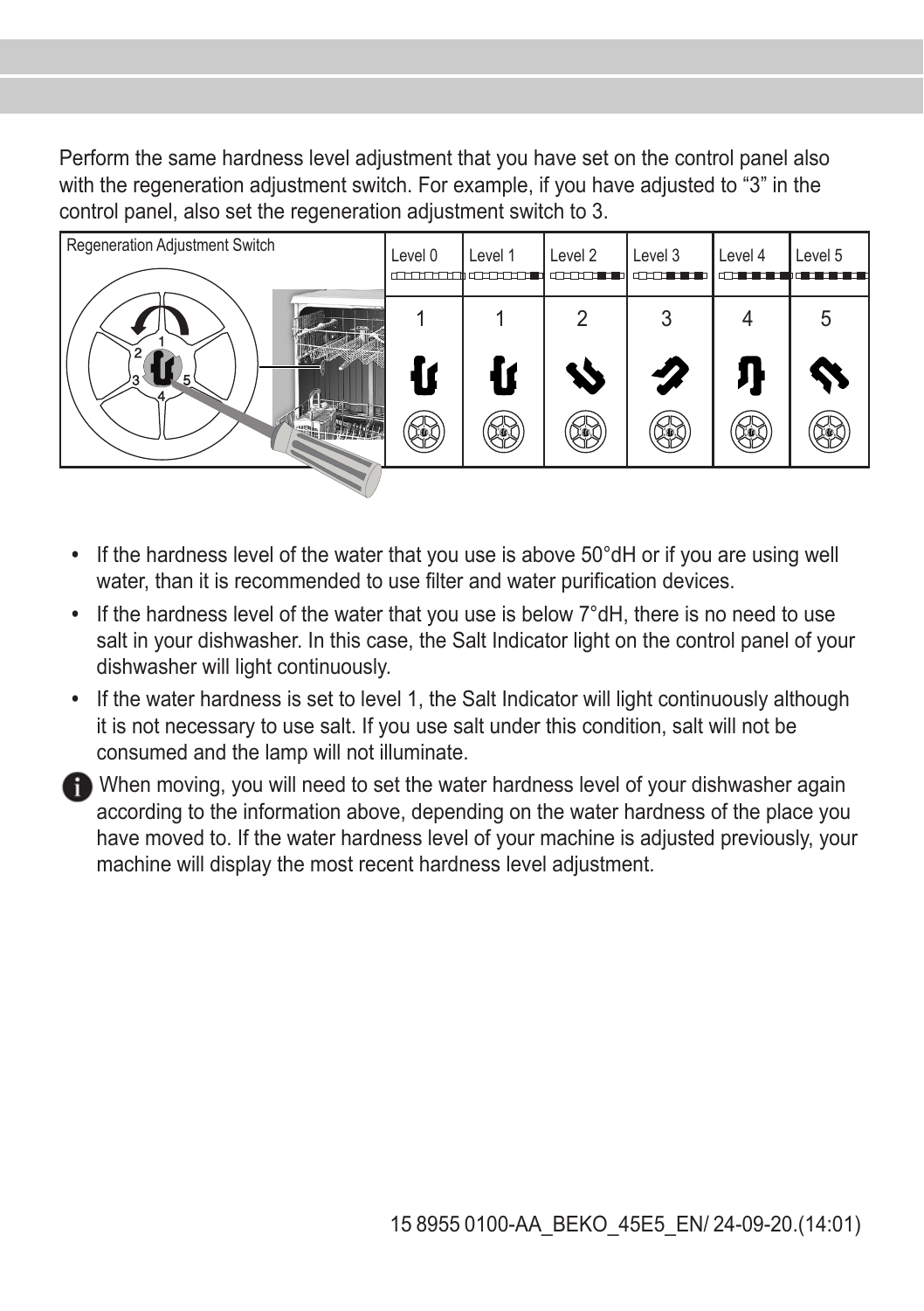Perform the same hardness level adjustment that you have set on the control panel also with the regeneration adjustment switch. For example, if you have adjusted to “3” in the control panel, also set the regeneration adjustment switch to 3.

| Regeneration Adjustment Switch | Level 0 | Level 1 | Level 2 | Level 3 | Level 4 | Level 5 |
|---|---|---|---|---|---|---|
| | 1 | 1 | 2 | 3 | 4 | 5 |

- If the hardness level of the water that you use is above 50°dH or if you are using well water, than it is recommended to use filter and water purification devices.
- If the hardness level of the water that you use is below 7°dH, there is no need to use salt in your dishwasher. In this case, the Salt Indicator light on the control panel of your dishwasher will light continuously.
- If the water hardness is set to level 1, the Salt Indicator will light continuously although it is not necessary to use salt. If you use salt under this condition, salt will not be consumed and the lamp will not illuminate.

When moving, you will need to set the water hardness level of your dishwasher again according to the information above, depending on the water hardness of the place you have moved to. If the water hardness level of your machine is adjusted previously, your machine will display the most recent hardness level adjustment.

15 8955 0100-AA_BEKO_45E5_EN/ 24-09-20.(14:01)